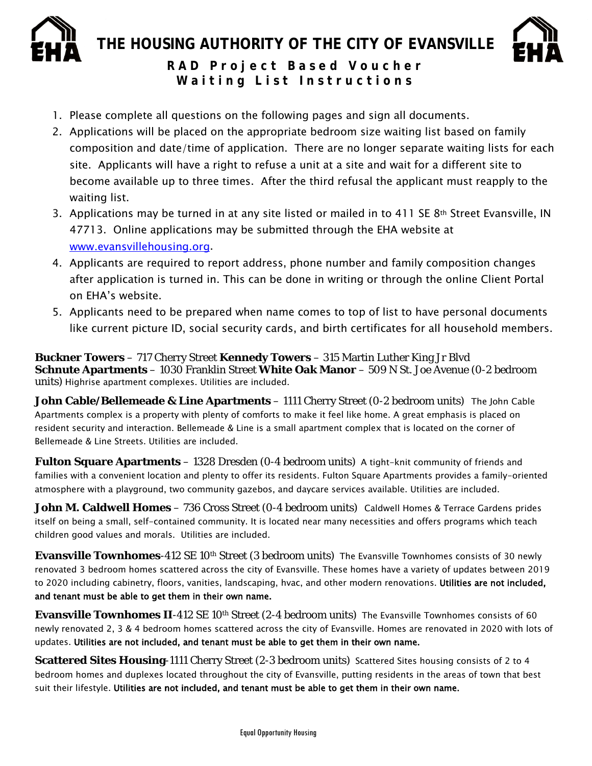# THE HOUSING AUTHORITY OF THE CITY OF EVANSVILLE

## RAD Project Based Voucher Waiting List Instructions

1. Please complete all questions on the following pages and sign all documents.
2. Applications will be placed on the appropriate bedroom size waiting list based on family composition and date/time of application. There are no longer separate waiting lists for each site. Applicants will have a right to refuse a unit at a site and wait for a different site to become available up to three times. After the third refusal the applicant must reapply to the waiting list.
3. Applications may be turned in at any site listed or mailed in to 411 SE 8th Street Evansville, IN 47713. Online applications may be submitted through the EHA website at www.evansvillehousing.org.
4. Applicants are required to report address, phone number and family composition changes after application is turned in. This can be done in writing or through the online Client Portal on EHA's website.
5. Applicants need to be prepared when name comes to top of list to have personal documents like current picture ID, social security cards, and birth certificates for all household members.

**Buckner Towers** – 717 Cherry Street **Kennedy Towers** – 315 Martin Luther King Jr Blvd **Schnute Apartments** – 1030 Franklin Street **White Oak Manor** – 509 N St. Joe Avenue (0-2 bedroom units) Highrise apartment complexes. Utilities are included.

**John Cable/Bellemeade & Line Apartments** – 1111 Cherry Street (0-2 bedroom units) The John Cable Apartments complex is a property with plenty of comforts to make it feel like home. A great emphasis is placed on resident security and interaction. Bellemeade & Line is a small apartment complex that is located on the corner of Bellemeade & Line Streets. Utilities are included.

**Fulton Square Apartments** – 1328 Dresden (0-4 bedroom units) A tight-knit community of friends and families with a convenient location and plenty to offer its residents. Fulton Square Apartments provides a family-oriented atmosphere with a playground, two community gazebos, and daycare services available. Utilities are included.

**John M. Caldwell Homes** – 736 Cross Street (0-4 bedroom units) Caldwell Homes & Terrace Gardens prides itself on being a small, self-contained community. It is located near many necessities and offers programs which teach children good values and morals. Utilities are included.

**Evansville Townhomes**-412 SE 10th Street (3 bedroom units) The Evansville Townhomes consists of 30 newly renovated 3 bedroom homes scattered across the city of Evansville. These homes have a variety of updates between 2019 to 2020 including cabinetry, floors, vanities, landscaping, hvac, and other modern renovations. **Utilities are not included, and tenant must be able to get them in their own name.**

**Evansville Townhomes II**-412 SE 10th Street (2-4 bedroom units) The Evansville Townhomes consists of 60 newly renovated 2, 3 & 4 bedroom homes scattered across the city of Evansville. Homes are renovated in 2020 with lots of updates. **Utilities are not included, and tenant must be able to get them in their own name.**

**Scattered Sites Housing**-1111 Cherry Street (2-3 bedroom units) Scattered Sites housing consists of 2 to 4 bedroom homes and duplexes located throughout the city of Evansville, putting residents in the areas of town that best suit their lifestyle. **Utilities are not included, and tenant must be able to get them in their own name.**

Equal Opportunity Housing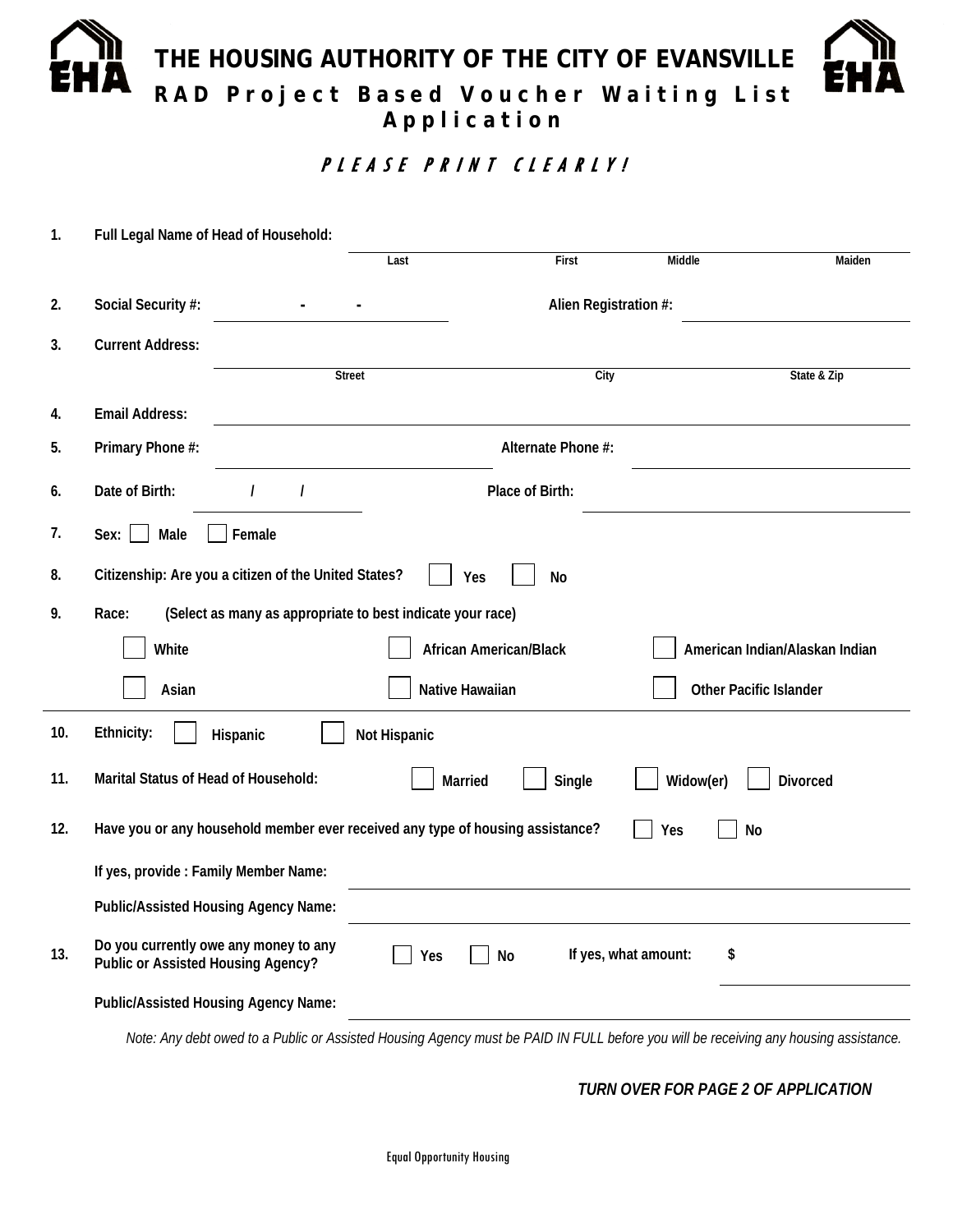# THE HOUSING AUTHORITY OF THE CITY OF EVANSVILLE

## RAD Project Based Voucher Waiting List Application

### PLEASE PRINT CLEARLY!

1. **Full Legal Name of Head of Household:** ______________________________

   Last | First | Middle | Maiden

2. **Social Security #:** _____ - _____ - _____ **Alien Registration #:** ______________

3. **Current Address:** ______________________________

   Street | City | State & Zip

4. **Email Address:** ______________________________

5. **Primary Phone #:** ______________ **Alternate Phone #:** ______________

6. **Date of Birth:** ____ / ____ / ____ **Place of Birth:** ______________

7. **Sex:** ☐ Male ☐ Female

8. **Citizenship: Are you a citizen of the United States?** ☐ Yes ☐ No

9. **Race:** **(Select as many as appropriate to best indicate your race)**

   ☐ White ☐ African American/Black ☐ American Indian/Alaskan Indian

   ☐ Asian ☐ Native Hawaiian ☐ Other Pacific Islander

10. **Ethnicity:** ☐ Hispanic ☐ Not Hispanic

11. **Marital Status of Head of Household:** ☐ Married ☐ Single ☐ Widow(er) ☐ Divorced

12. **Have you or any household member ever received any type of housing assistance?** ☐ Yes ☐ No

    **If yes, provide : Family Member Name:** ______________________________

    **Public/Assisted Housing Agency Name:** ______________________________

13. **Do you currently owe any money to any Public or Assisted Housing Agency?** ☐ Yes ☐ No **If yes, what amount:** $ ______________

    **Public/Assisted Housing Agency Name:** ______________________________

*Note: Any debt owed to a Public or Assisted Housing Agency must be PAID IN FULL before you will be receiving any housing assistance.*

***TURN OVER FOR PAGE 2 OF APPLICATION***

Equal Opportunity Housing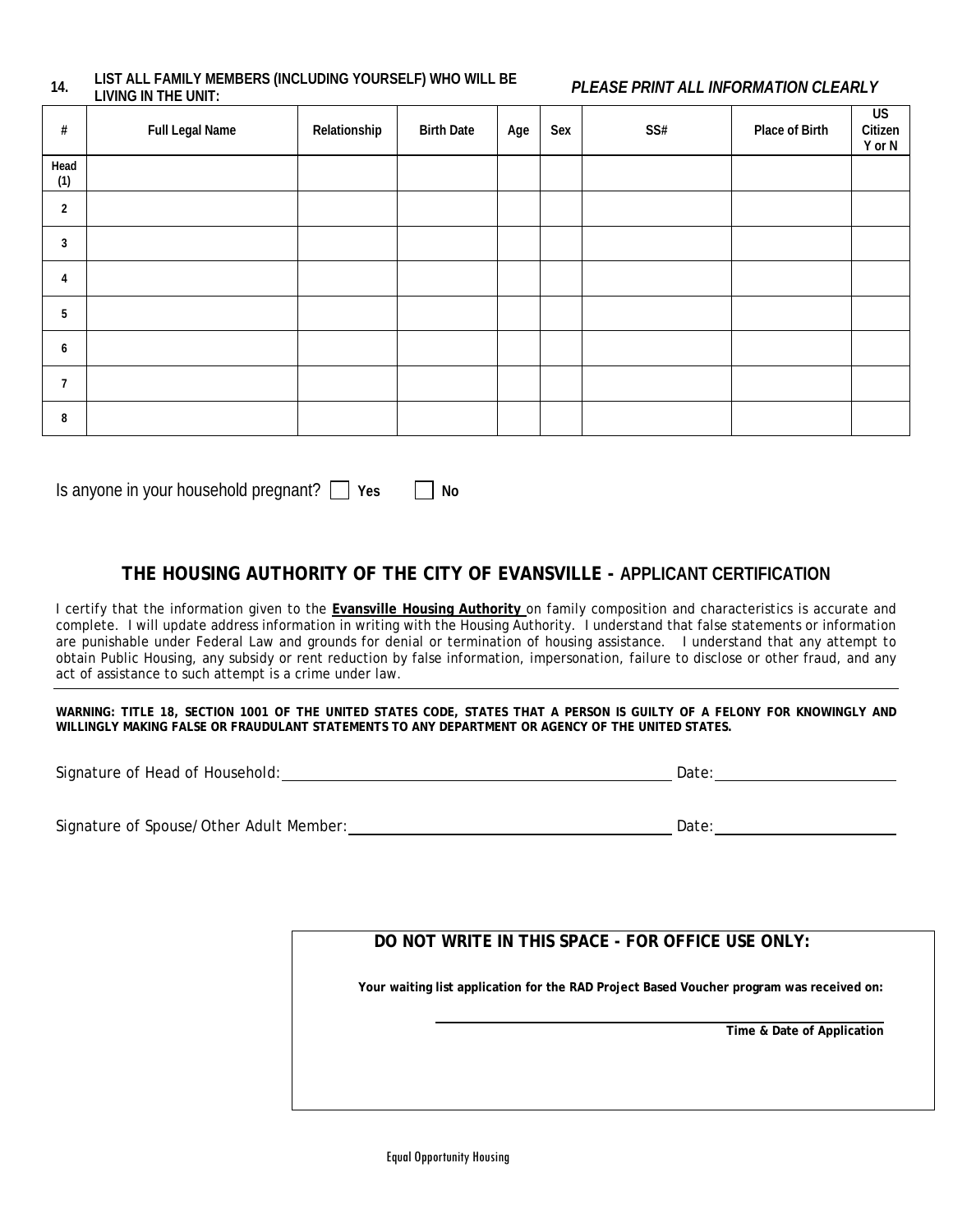**14. LIST ALL FAMILY MEMBERS (INCLUDING YOURSELF) WHO WILL BE LIVING IN THE UNIT:**

***PLEASE PRINT ALL INFORMATION CLEARLY***

| # | Full Legal Name | Relationship | Birth Date | Age | Sex | SS# | Place of Birth | US Citizen Y or N |
|---|---|---|---|---|---|---|---|---|
| Head (1) | | | | | | | | |
| 2 | | | | | | | | |
| 3 | | | | | | | | |
| 4 | | | | | | | | |
| 5 | | | | | | | | |
| 6 | | | | | | | | |
| 7 | | | | | | | | |
| 8 | | | | | | | | |

Is anyone in your household pregnant? ☐ **Yes** ☐ **No**

## THE HOUSING AUTHORITY OF THE CITY OF EVANSVILLE - APPLICANT CERTIFICATION

I certify that the information given to the **Evansville Housing Authority** on family composition and characteristics is accurate and complete. I will update address information in writing with the Housing Authority. I understand that false statements or information are punishable under Federal Law and grounds for denial or termination of housing assistance. I understand that any attempt to obtain Public Housing, any subsidy or rent reduction by false information, impersonation, failure to disclose or other fraud, and any act of assistance to such attempt is a crime under law.

**WARNING: TITLE 18, SECTION 1001 OF THE UNITED STATES CODE, STATES THAT A PERSON IS GUILTY OF A FELONY FOR KNOWINGLY AND WILLINGLY MAKING FALSE OR FRAUDULANT STATEMENTS TO ANY DEPARTMENT OR AGENCY OF THE UNITED STATES.**

Signature of Head of Household: ______________________________ Date: ______________

Signature of Spouse/Other Adult Member: ______________________________ Date: ______________

**DO NOT WRITE IN THIS SPACE - FOR OFFICE USE ONLY:**

**Your waiting list application for the RAD Project Based Voucher program was received on:**

______________________________
**Time & Date of Application**

Equal Opportunity Housing